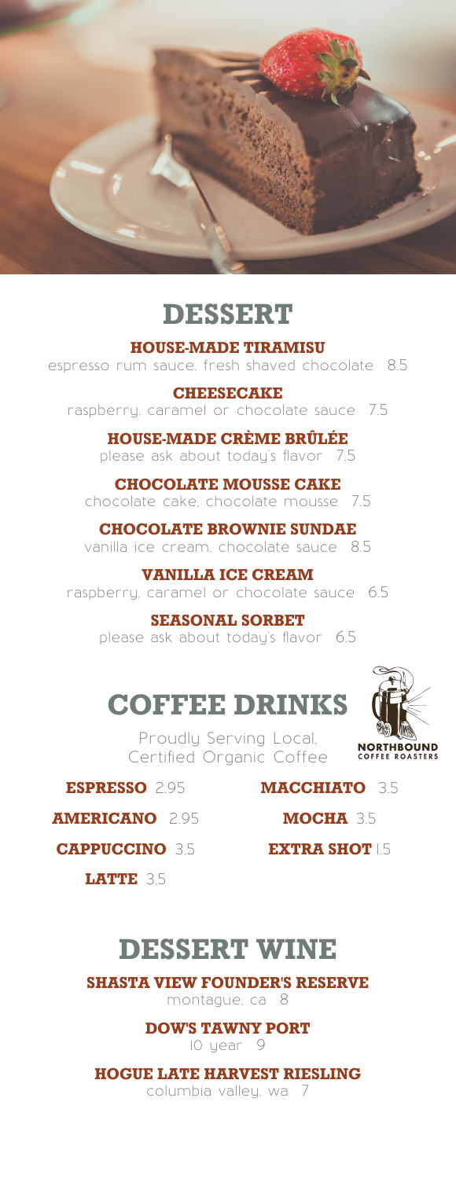# DESSERT

**HOUSE-MADE TIRAMISU**
espresso rum sauce, fresh shaved chocolate 8.5

**CHEESECAKE**
raspberry, caramel or chocolate sauce 7.5

**HOUSE-MADE CRÈME BRÛLÉE**
please ask about today's flavor 7.5

**CHOCOLATE MOUSSE CAKE**
chocolate cake, chocolate mousse 7.5

**CHOCOLATE BROWNIE SUNDAE**
vanilla ice cream, chocolate sauce 8.5

**VANILLA ICE CREAM**
raspberry, caramel or chocolate sauce 6.5

**SEASONAL SORBET**
please ask about today's flavor 6.5

# COFFEE DRINKS

Proudly Serving Local, Certified Organic Coffee

NORTHBOUND COFFEE ROASTERS

**ESPRESSO** 2.95

**AMERICANO** 2.95

**CAPPUCCINO** 3.5

**LATTE** 3.5

**MACCHIATO** 3.5

**MOCHA** 3.5

**EXTRA SHOT** 1.5

# DESSERT WINE

**SHASTA VIEW FOUNDER'S RESERVE**
montague, ca 8

**DOW'S TAWNY PORT**
10 year 9

**HOGUE LATE HARVEST RIESLING**
columbia valley, wa 7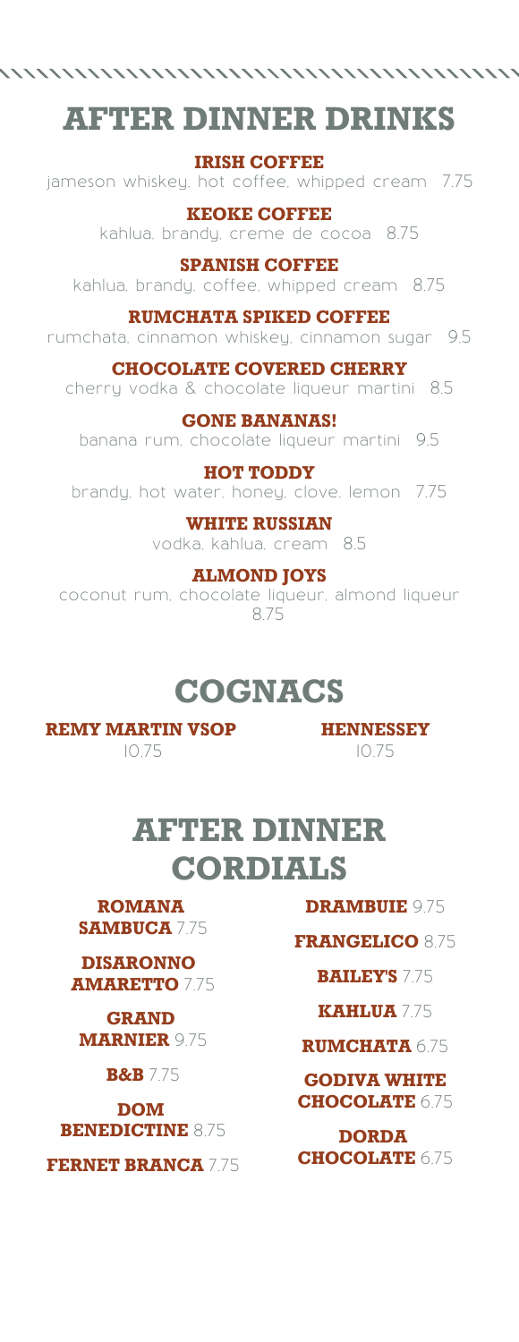# AFTER DINNER DRINKS

**IRISH COFFEE**
jameson whiskey, hot coffee, whipped cream 7.75

**KEOKE COFFEE**
kahlua, brandy, creme de cocoa 8.75

**SPANISH COFFEE**
kahlua, brandy, coffee, whipped cream 8.75

**RUMCHATA SPIKED COFFEE**
rumchata, cinnamon whiskey, cinnamon sugar 9.5

**CHOCOLATE COVERED CHERRY**
cherry vodka & chocolate liqueur martini 8.5

**GONE BANANAS!**
banana rum, chocolate liqueur martini 9.5

**HOT TODDY**
brandy, hot water, honey, clove, lemon 7.75

**WHITE RUSSIAN**
vodka, kahlua, cream 8.5

**ALMOND JOYS**
coconut rum, chocolate liqueur, almond liqueur 8.75

# COGNACS

**REMY MARTIN VSOP**
10.75

**HENNESSEY**
10.75

# AFTER DINNER CORDIALS

**ROMANA SAMBUCA** 7.75

**DISARONNO AMARETTO** 7.75

**GRAND MARNIER** 9.75

**B&B** 7.75

**DOM BENEDICTINE** 8.75

**FERNET BRANCA** 7.75

**DRAMBUIE** 9.75

**FRANGELICO** 8.75

**BAILEY'S** 7.75

**KAHLUA** 7.75

**RUMCHATA** 6.75

**GODIVA WHITE CHOCOLATE** 6.75

**DORDA CHOCOLATE** 6.75